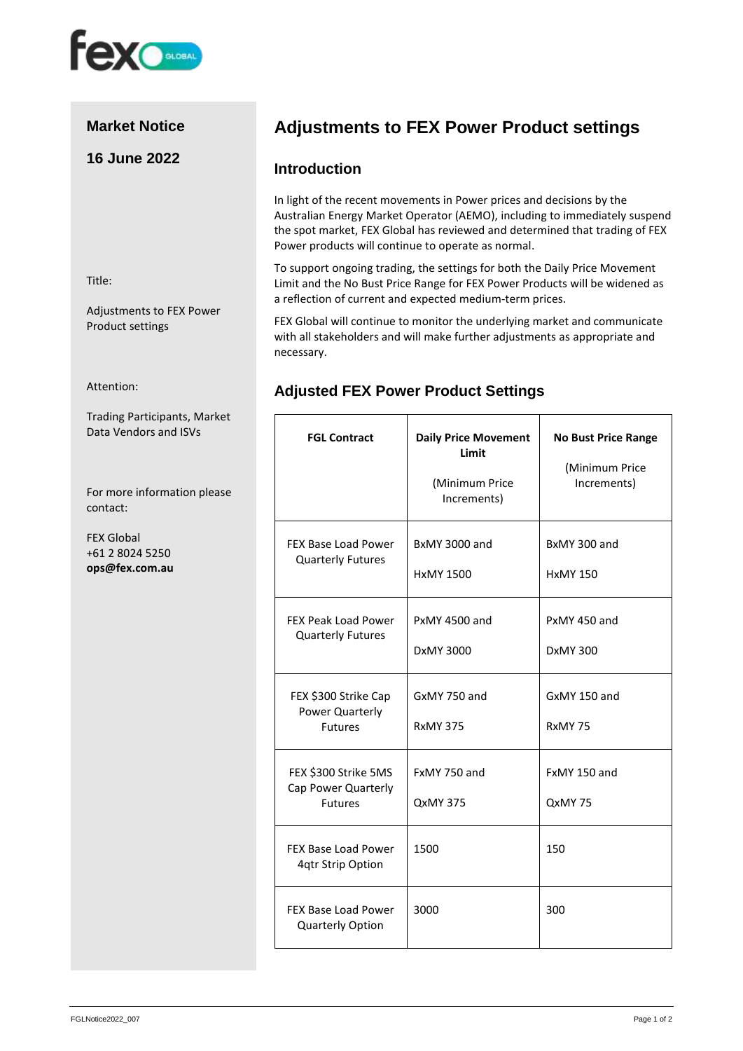**Market Notice**

**16 June 2022**

Title:

Adjustments to FEX Power Product settings

Attention:

Trading Participants, Market Data Vendors and ISVs

For more information please contact:

FEX Global
+61 2 8024 5250
**ops@fex.com.au**

# Adjustments to FEX Power Product settings

## Introduction

In light of the recent movements in Power prices and decisions by the Australian Energy Market Operator (AEMO), including to immediately suspend the spot market, FEX Global has reviewed and determined that trading of FEX Power products will continue to operate as normal.

To support ongoing trading, the settings for both the Daily Price Movement Limit and the No Bust Price Range for FEX Power Products will be widened as a reflection of current and expected medium-term prices.

FEX Global will continue to monitor the underlying market and communicate with all stakeholders and will make further adjustments as appropriate and necessary.

## Adjusted FEX Power Product Settings

| FGL Contract | Daily Price Movement Limit (Minimum Price Increments) | No Bust Price Range (Minimum Price Increments) |
|---|---|---|
| FEX Base Load Power Quarterly Futures | BxMY 3000 and HxMY 1500 | BxMY 300 and HxMY 150 |
| FEX Peak Load Power Quarterly Futures | PxMY 4500 and DxMY 3000 | PxMY 450 and DxMY 300 |
| FEX $300 Strike Cap Power Quarterly Futures | GxMY 750 and RxMY 375 | GxMY 150 and RxMY 75 |
| FEX $300 Strike 5MS Cap Power Quarterly Futures | FxMY 750 and QxMY 375 | FxMY 150 and QxMY 75 |
| FEX Base Load Power 4qtr Strip Option | 1500 | 150 |
| FEX Base Load Power Quarterly Option | 3000 | 300 |

FGLNotice2022_007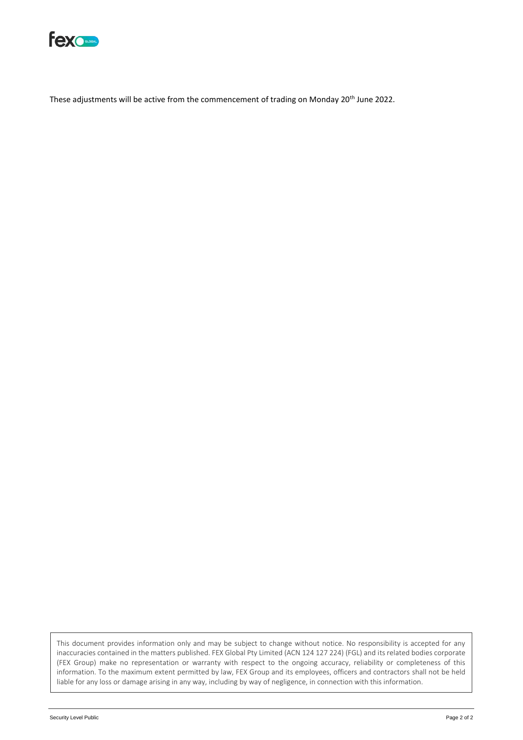These adjustments will be active from the commencement of trading on Monday 20th June 2022.

This document provides information only and may be subject to change without notice. No responsibility is accepted for any inaccuracies contained in the matters published. FEX Global Pty Limited (ACN 124 127 224) (FGL) and its related bodies corporate (FEX Group) make no representation or warranty with respect to the ongoing accuracy, reliability or completeness of this information. To the maximum extent permitted by law, FEX Group and its employees, officers and contractors shall not be held liable for any loss or damage arising in any way, including by way of negligence, in connection with this information.